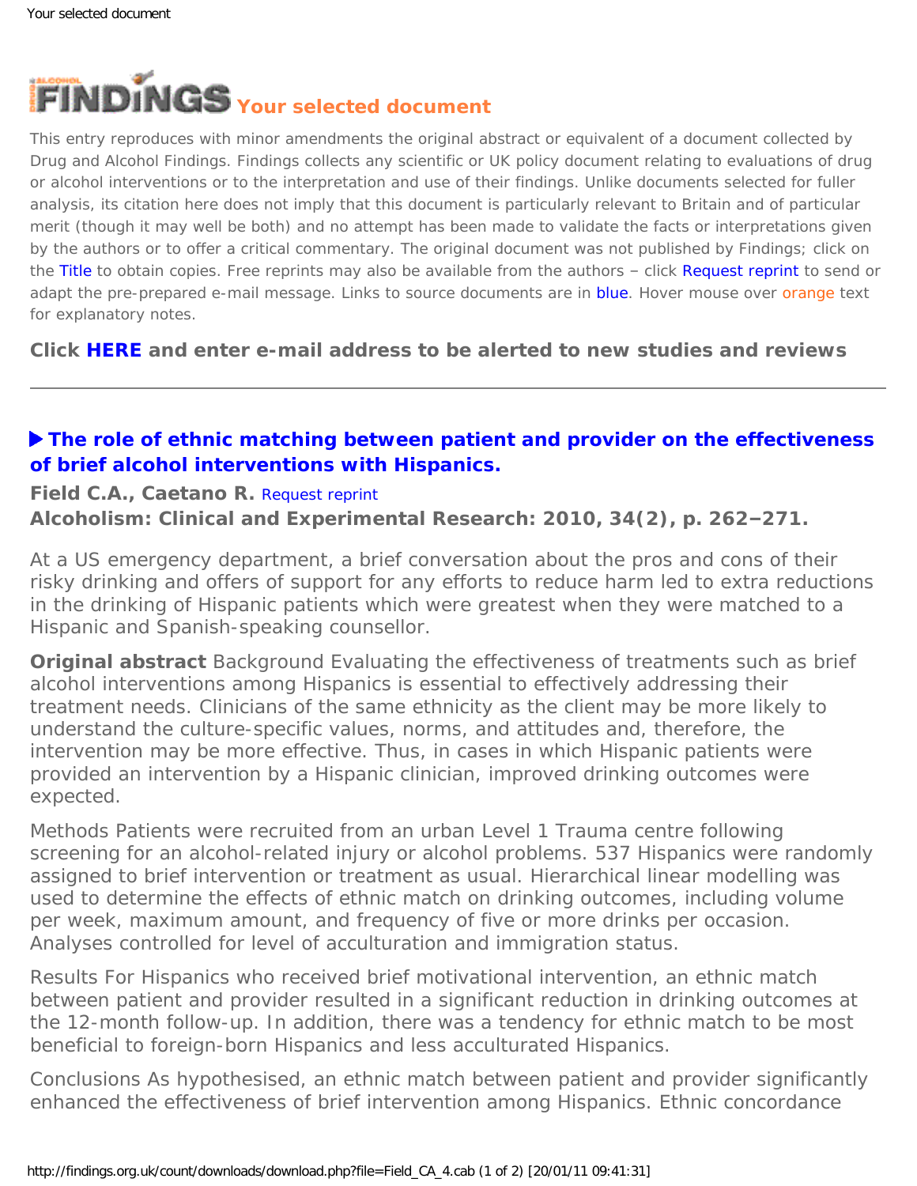# FINDINGS Your selected document

This entry reproduces with minor amendments the original abstract or equivalent of a document collected by Drug and Alcohol Findings. Findings collects any scientific or UK policy document relating to evaluations of drug or alcohol interventions or to the interpretation and use of their findings. Unlike documents selected for fuller analysis, its citation here does not imply that this document is particularly relevant to Britain and of particular merit (though it may well be both) and no attempt has been made to validate the facts or interpretations given by the authors or to offer a critical commentary. The original document was not published by Findings; click on the Title to obtain copies. Free reprints may also be available from the authors – click Request reprint to send or adapt the pre-prepared e-mail message. Links to source documents are in blue. Hover mouse over orange text for explanatory notes.

**Click HERE and enter e-mail address to be alerted to new studies and reviews**

---

## ▶ The role of ethnic matching between patient and provider on the effectiveness of brief alcohol interventions with Hispanics.

**Field C.A., Caetano R.** Request reprint

**Alcoholism: Clinical and Experimental Research: 2010, 34(2), p. 262–271.**

At a US emergency department, a brief conversation about the pros and cons of their risky drinking and offers of support for any efforts to reduce harm led to extra reductions in the drinking of Hispanic patients which were greatest when they were matched to a Hispanic and Spanish-speaking counsellor.

**Original abstract** Background Evaluating the effectiveness of treatments such as brief alcohol interventions among Hispanics is essential to effectively addressing their treatment needs. Clinicians of the same ethnicity as the client may be more likely to understand the culture-specific values, norms, and attitudes and, therefore, the intervention may be more effective. Thus, in cases in which Hispanic patients were provided an intervention by a Hispanic clinician, improved drinking outcomes were expected.

Methods Patients were recruited from an urban Level 1 Trauma centre following screening for an alcohol-related injury or alcohol problems. 537 Hispanics were randomly assigned to brief intervention or treatment as usual. Hierarchical linear modelling was used to determine the effects of ethnic match on drinking outcomes, including volume per week, maximum amount, and frequency of five or more drinks per occasion. Analyses controlled for level of acculturation and immigration status.

Results For Hispanics who received brief motivational intervention, an ethnic match between patient and provider resulted in a significant reduction in drinking outcomes at the 12-month follow-up. In addition, there was a tendency for ethnic match to be most beneficial to foreign-born Hispanics and less acculturated Hispanics.

Conclusions As hypothesised, an ethnic match between patient and provider significantly enhanced the effectiveness of brief intervention among Hispanics. Ethnic concordance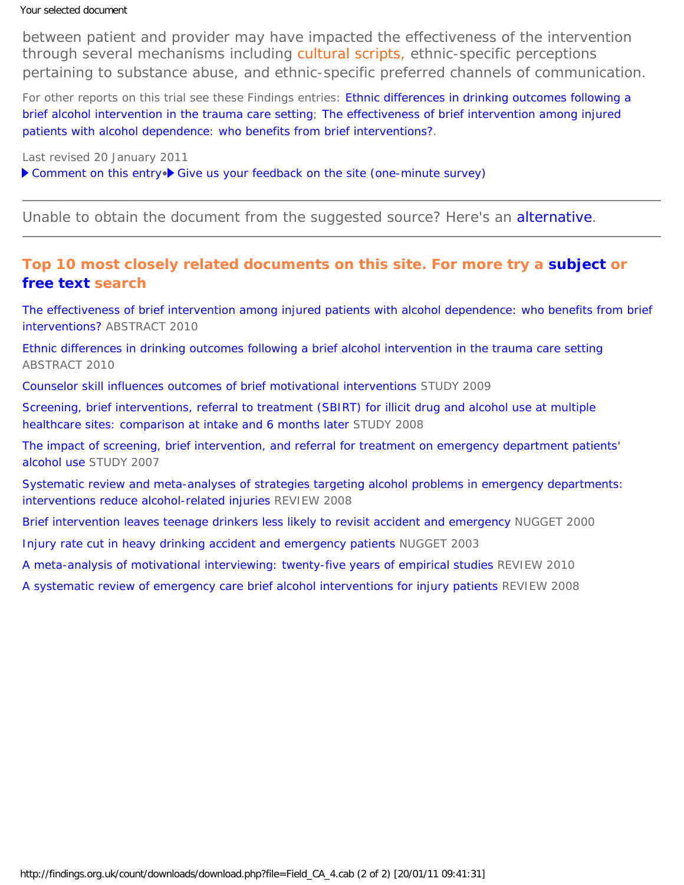between patient and provider may have impacted the effectiveness of the intervention through several mechanisms including cultural scripts, ethnic-specific perceptions pertaining to substance abuse, and ethnic-specific preferred channels of communication.

For other reports on this trial see these Findings entries: Ethnic differences in drinking outcomes following a brief alcohol intervention in the trauma care setting; The effectiveness of brief intervention among injured patients with alcohol dependence: who benefits from brief interventions?.

Last revised 20 January 2011

▶ Comment on this entry•▶ Give us your feedback on the site (one-minute survey)

---

Unable to obtain the document from the suggested source? Here's an alternative.

---

### Top 10 most closely related documents on this site. For more try a subject or free text search

The effectiveness of brief intervention among injured patients with alcohol dependence: who benefits from brief interventions? ABSTRACT 2010

Ethnic differences in drinking outcomes following a brief alcohol intervention in the trauma care setting ABSTRACT 2010

Counselor skill influences outcomes of brief motivational interventions STUDY 2009

Screening, brief interventions, referral to treatment (SBIRT) for illicit drug and alcohol use at multiple healthcare sites: comparison at intake and 6 months later STUDY 2008

The impact of screening, brief intervention, and referral for treatment on emergency department patients' alcohol use STUDY 2007

Systematic review and meta-analyses of strategies targeting alcohol problems in emergency departments: interventions reduce alcohol-related injuries REVIEW 2008

Brief intervention leaves teenage drinkers less likely to revisit accident and emergency NUGGET 2000

Injury rate cut in heavy drinking accident and emergency patients NUGGET 2003

A meta-analysis of motivational interviewing: twenty-five years of empirical studies REVIEW 2010

A systematic review of emergency care brief alcohol interventions for injury patients REVIEW 2008